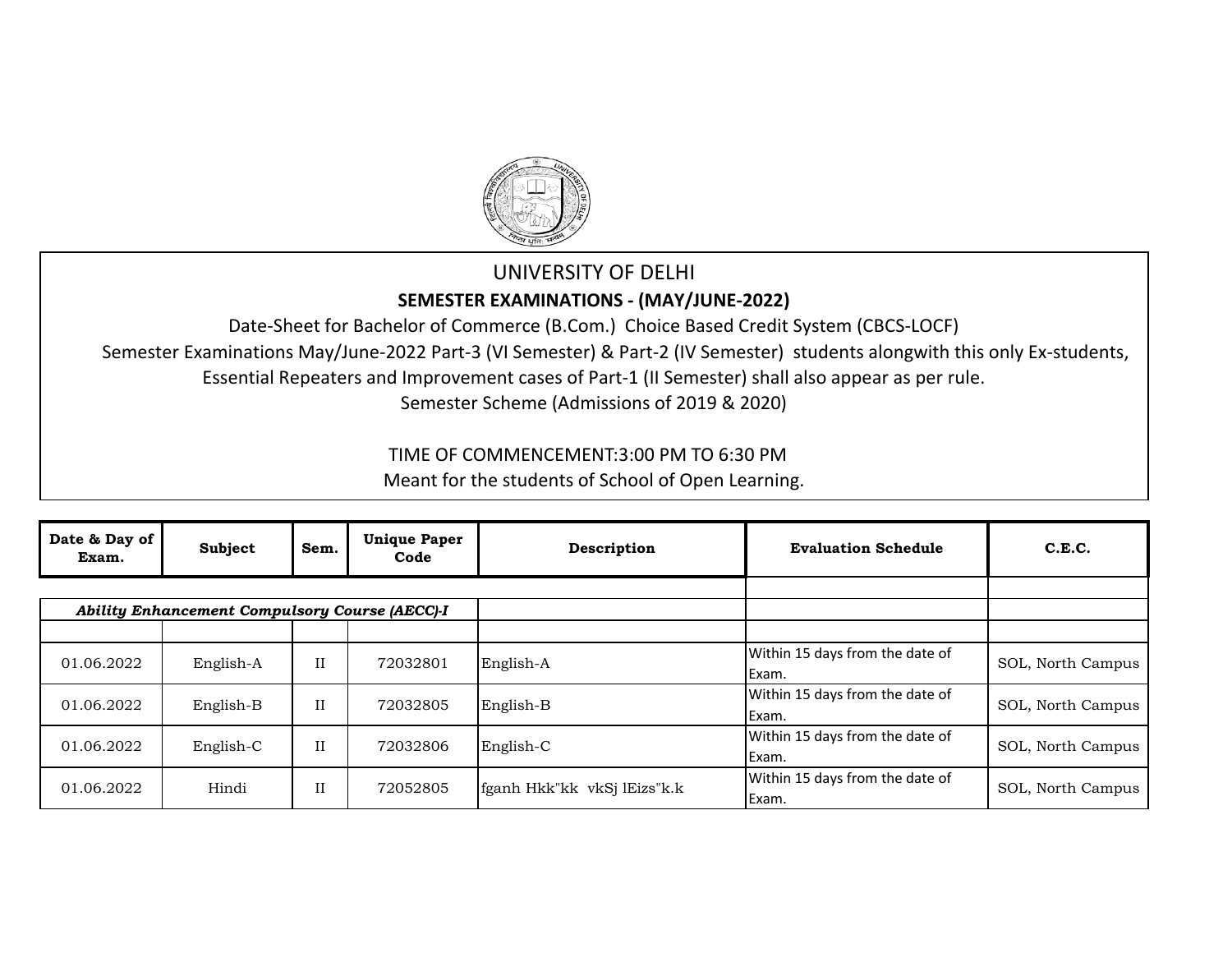# UNIVERSITY OF DELHI

## SEMESTER EXAMINATIONS - (MAY/JUNE-2022)

Date-Sheet for Bachelor of Commerce (B.Com.) Choice Based Credit System (CBCS-LOCF)

Semester Examinations May/June-2022 Part-3 (VI Semester) & Part-2 (IV Semester) students alongwith this only Ex-students, Essential Repeaters and Improvement cases of Part-1 (II Semester) shall also appear as per rule.

Semester Scheme (Admissions of 2019 & 2020)

TIME OF COMMENCEMENT:3:00 PM TO 6:30 PM

Meant for the students of School of Open Learning.

| Date & Day of Exam. | Subject | Sem. | Unique Paper Code | Description | Evaluation Schedule | C.E.C. |
|---|---|---|---|---|---|---|
| | | | | | | |
| ***Ability Enhancement Compulsory Course (AECC)-I*** | | | | | | |
| | | | | | | |
| 01.06.2022 | English-A | II | 72032801 | English-A | Within 15 days from the date of Exam. | SOL, North Campus |
| 01.06.2022 | English-B | II | 72032805 | English-B | Within 15 days from the date of Exam. | SOL, North Campus |
| 01.06.2022 | English-C | II | 72032806 | English-C | Within 15 days from the date of Exam. | SOL, North Campus |
| 01.06.2022 | Hindi | II | 72052805 | fganh Hkk"kk vkSj lEizs"k.k | Within 15 days from the date of Exam. | SOL, North Campus |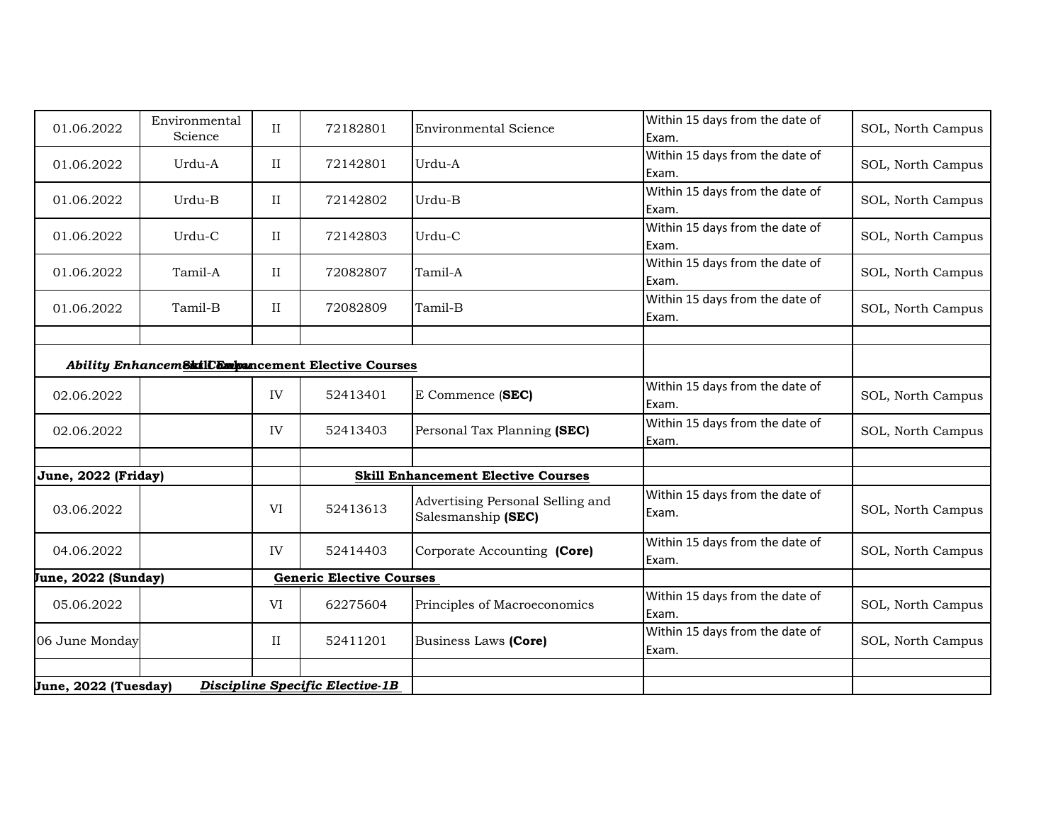| | | | | | | |
|---|---|---|---|---|---|---|
| 01.06.2022 | Environmental Science | II | 72182801 | Environmental Science | Within 15 days from the date of Exam. | SOL, North Campus |
| 01.06.2022 | Urdu-A | II | 72142801 | Urdu-A | Within 15 days from the date of Exam. | SOL, North Campus |
| 01.06.2022 | Urdu-B | II | 72142802 | Urdu-B | Within 15 days from the date of Exam. | SOL, North Campus |
| 01.06.2022 | Urdu-C | II | 72142803 | Urdu-C | Within 15 days from the date of Exam. | SOL, North Campus |
| 01.06.2022 | Tamil-A | II | 72082807 | Tamil-A | Within 15 days from the date of Exam. | SOL, North Campus |
| 01.06.2022 | Tamil-B | II | 72082809 | Tamil-B | Within 15 days from the date of Exam. | SOL, North Campus |
| | | | | | | |
| ***Ability Enhancement Course*** **Skill Enhancement Elective Courses** | | | | | | |
| 02.06.2022 | | IV | 52413401 | E Commence (**SEC**) | Within 15 days from the date of Exam. | SOL, North Campus |
| 02.06.2022 | | IV | 52413403 | Personal Tax Planning **(SEC)** | Within 15 days from the date of Exam. | SOL, North Campus |
| | | | | | | |
| **June, 2022 (Friday)** | | | **Skill Enhancement Elective Courses** | | | |
| 03.06.2022 | | VI | 52413613 | Advertising Personal Selling and Salesmanship **(SEC)** | Within 15 days from the date of Exam. | SOL, North Campus |
| 04.06.2022 | | IV | 52414403 | Corporate Accounting **(Core)** | Within 15 days from the date of Exam. | SOL, North Campus |
| **June, 2022 (Sunday)** | | **Generic Elective Courses** | | | | |
| 05.06.2022 | | VI | 62275604 | Principles of Macroeconomics | Within 15 days from the date of Exam. | SOL, North Campus |
| 06 June Monday | | II | 52411201 | Business Laws **(Core)** | Within 15 days from the date of Exam. | SOL, North Campus |
| | | | | | | |
| **June, 2022 (Tuesday)** | ***Discipline Specific Elective-1B*** | | | | | |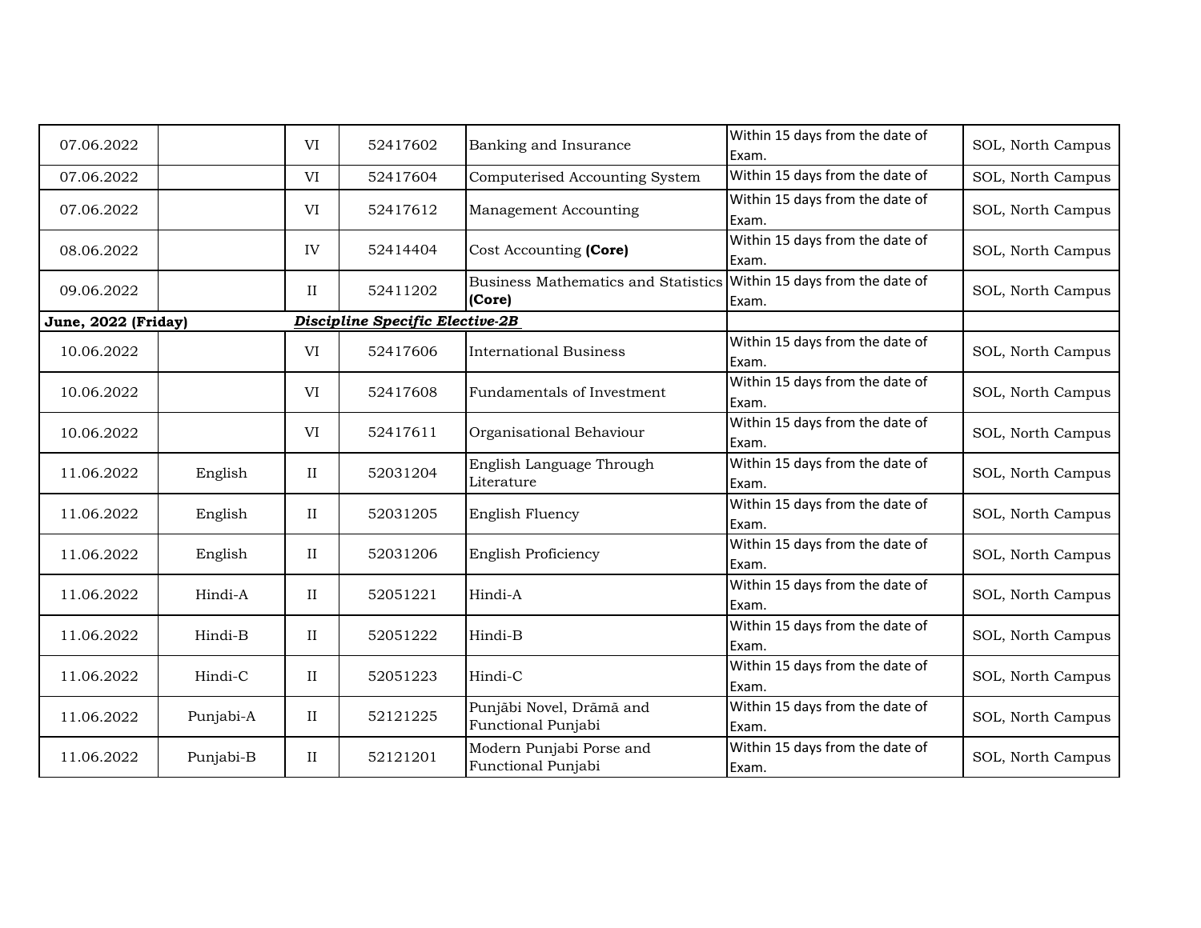| | | | | | | |
|---|---|---|---|---|---|---|
| 07.06.2022 | | VI | 52417602 | Banking and Insurance | Within 15 days from the date of Exam. | SOL, North Campus |
| 07.06.2022 | | VI | 52417604 | Computerised Accounting System | Within 15 days from the date of | SOL, North Campus |
| 07.06.2022 | | VI | 52417612 | Management Accounting | Within 15 days from the date of Exam. | SOL, North Campus |
| 08.06.2022 | | IV | 52414404 | Cost Accounting **(Core)** | Within 15 days from the date of Exam. | SOL, North Campus |
| 09.06.2022 | | II | 52411202 | Business Mathematics and Statistics **(Core)** | Within 15 days from the date of Exam. | SOL, North Campus |
| **June, 2022 (Friday)** | | ***Discipline Specific Elective-2B*** | | | | |
| 10.06.2022 | | VI | 52417606 | International Business | Within 15 days from the date of Exam. | SOL, North Campus |
| 10.06.2022 | | VI | 52417608 | Fundamentals of Investment | Within 15 days from the date of Exam. | SOL, North Campus |
| 10.06.2022 | | VI | 52417611 | Organisational Behaviour | Within 15 days from the date of Exam. | SOL, North Campus |
| 11.06.2022 | English | II | 52031204 | English Language Through Literature | Within 15 days from the date of Exam. | SOL, North Campus |
| 11.06.2022 | English | II | 52031205 | English Fluency | Within 15 days from the date of Exam. | SOL, North Campus |
| 11.06.2022 | English | II | 52031206 | English Proficiency | Within 15 days from the date of Exam. | SOL, North Campus |
| 11.06.2022 | Hindi-A | II | 52051221 | Hindi-A | Within 15 days from the date of Exam. | SOL, North Campus |
| 11.06.2022 | Hindi-B | II | 52051222 | Hindi-B | Within 15 days from the date of Exam. | SOL, North Campus |
| 11.06.2022 | Hindi-C | II | 52051223 | Hindi-C | Within 15 days from the date of Exam. | SOL, North Campus |
| 11.06.2022 | Punjabi-A | II | 52121225 | Punjābi Novel, Drāmā and Functional Punjabi | Within 15 days from the date of Exam. | SOL, North Campus |
| 11.06.2022 | Punjabi-B | II | 52121201 | Modern Punjabi Porse and Functional Punjabi | Within 15 days from the date of Exam. | SOL, North Campus |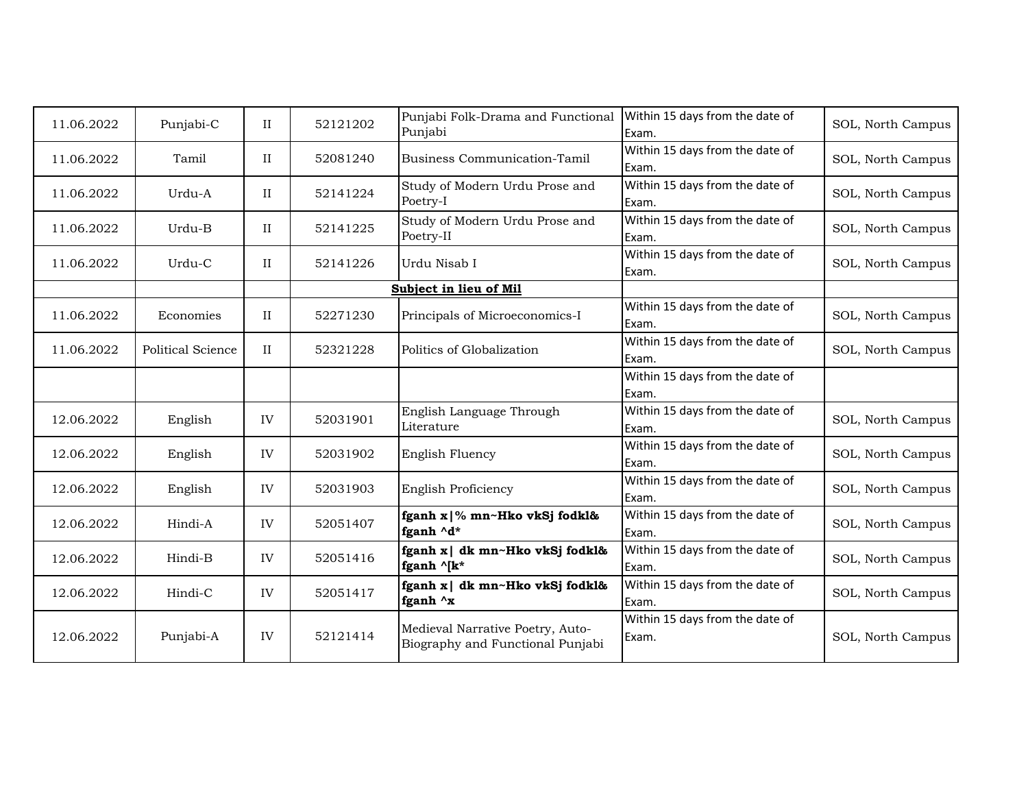| 11.06.2022 | Punjabi-C | II | 52121202 | Punjabi Folk-Drama and Functional Punjabi | Within 15 days from the date of Exam. | SOL, North Campus |
|---|---|---|---|---|---|---|
| 11.06.2022 | Tamil | II | 52081240 | Business Communication-Tamil | Within 15 days from the date of Exam. | SOL, North Campus |
| 11.06.2022 | Urdu-A | II | 52141224 | Study of Modern Urdu Prose and Poetry-I | Within 15 days from the date of Exam. | SOL, North Campus |
| 11.06.2022 | Urdu-B | II | 52141225 | Study of Modern Urdu Prose and Poetry-II | Within 15 days from the date of Exam. | SOL, North Campus |
| 11.06.2022 | Urdu-C | II | 52141226 | Urdu Nisab I | Within 15 days from the date of Exam. | SOL, North Campus |
| | | | | **Subject in lieu of Mil** | | |
| 11.06.2022 | Economies | II | 52271230 | Principals of Microeconomics-I | Within 15 days from the date of Exam. | SOL, North Campus |
| 11.06.2022 | Political Science | II | 52321228 | Politics of Globalization | Within 15 days from the date of Exam. | SOL, North Campus |
| | | | | | Within 15 days from the date of Exam. | |
| 12.06.2022 | English | IV | 52031901 | English Language Through Literature | Within 15 days from the date of Exam. | SOL, North Campus |
| 12.06.2022 | English | IV | 52031902 | English Fluency | Within 15 days from the date of Exam. | SOL, North Campus |
| 12.06.2022 | English | IV | 52031903 | English Proficiency | Within 15 days from the date of Exam. | SOL, North Campus |
| 12.06.2022 | Hindi-A | IV | 52051407 | **fganh x|% mn~Hko vkSj fodkl& fganh ^d*** | Within 15 days from the date of Exam. | SOL, North Campus |
| 12.06.2022 | Hindi-B | IV | 52051416 | **fganh x| dk mn~Hko vkSj fodkl& fganh ^[k*** | Within 15 days from the date of Exam. | SOL, North Campus |
| 12.06.2022 | Hindi-C | IV | 52051417 | **fganh x| dk mn~Hko vkSj fodkl& fganh ^x** | Within 15 days from the date of Exam. | SOL, North Campus |
| 12.06.2022 | Punjabi-A | IV | 52121414 | Medieval Narrative Poetry, Auto-Biography and Functional Punjabi | Within 15 days from the date of Exam. | SOL, North Campus |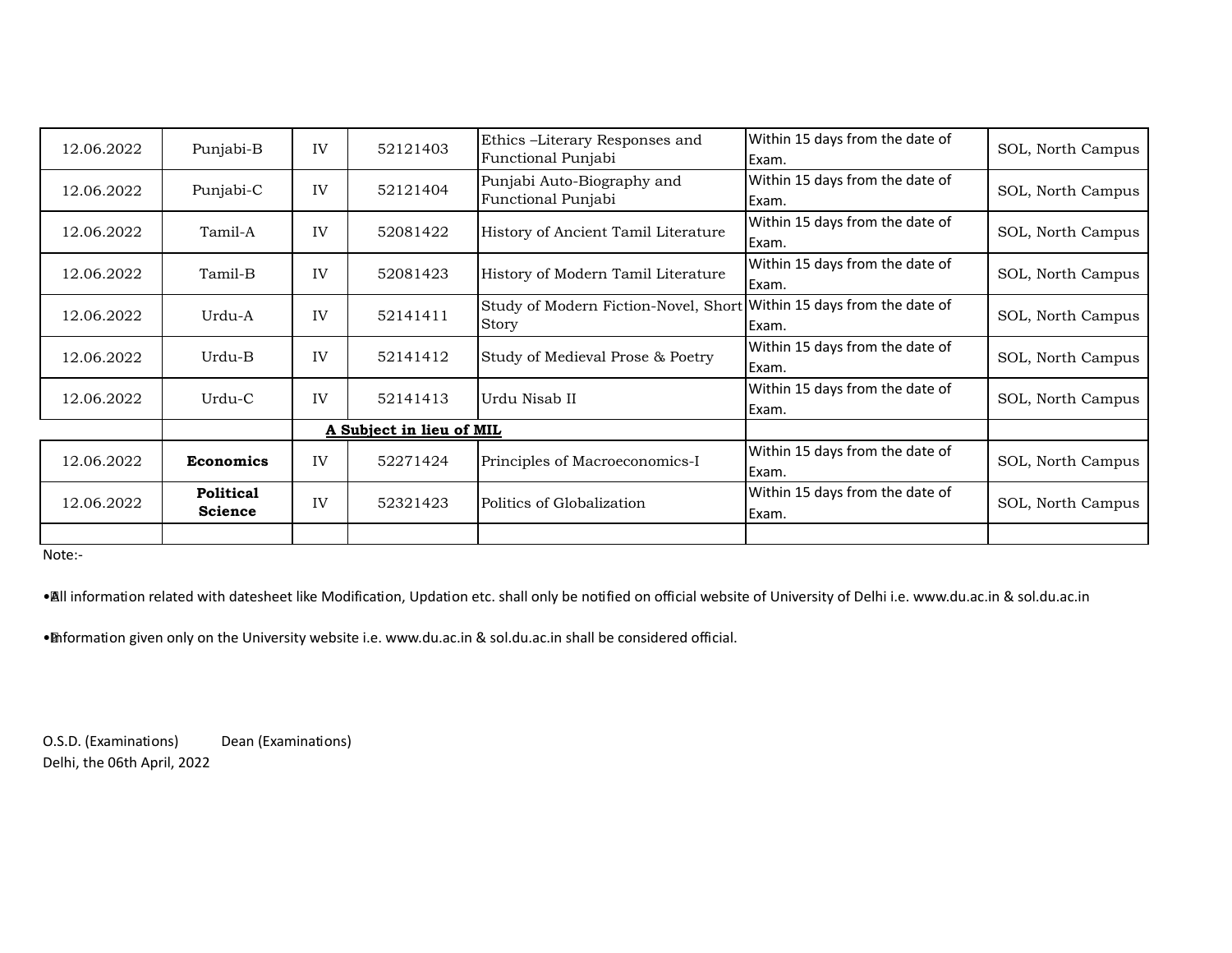| | | | | | | |
|---|---|---|---|---|---|---|
| 12.06.2022 | Punjabi-B | IV | 52121403 | Ethics –Literary Responses and Functional Punjabi | Within 15 days from the date of Exam. | SOL, North Campus |
| 12.06.2022 | Punjabi-C | IV | 52121404 | Punjabi Auto-Biography and Functional Punjabi | Within 15 days from the date of Exam. | SOL, North Campus |
| 12.06.2022 | Tamil-A | IV | 52081422 | History of Ancient Tamil Literature | Within 15 days from the date of Exam. | SOL, North Campus |
| 12.06.2022 | Tamil-B | IV | 52081423 | History of Modern Tamil Literature | Within 15 days from the date of Exam. | SOL, North Campus |
| 12.06.2022 | Urdu-A | IV | 52141411 | Study of Modern Fiction-Novel, Short Story | Within 15 days from the date of Exam. | SOL, North Campus |
| 12.06.2022 | Urdu-B | IV | 52141412 | Study of Medieval Prose & Poetry | Within 15 days from the date of Exam. | SOL, North Campus |
| 12.06.2022 | Urdu-C | IV | 52141413 | Urdu Nisab II | Within 15 days from the date of Exam. | SOL, North Campus |
| | | **A Subject in lieu of MIL** | | | | |
| 12.06.2022 | **Economics** | IV | 52271424 | Principles of Macroeconomics-I | Within 15 days from the date of Exam. | SOL, North Campus |
| 12.06.2022 | **Political Science** | IV | 52321423 | Politics of Globalization | Within 15 days from the date of Exam. | SOL, North Campus |
| | | | | | | |

Note:-

- All information related with datesheet like Modification, Updation etc. shall only be notified on official website of University of Delhi i.e. www.du.ac.in & sol.du.ac.in
- Information given only on the University website i.e. www.du.ac.in & sol.du.ac.in shall be considered official.

O.S.D. (Examinations) Dean (Examinations)

Delhi, the 06th April, 2022